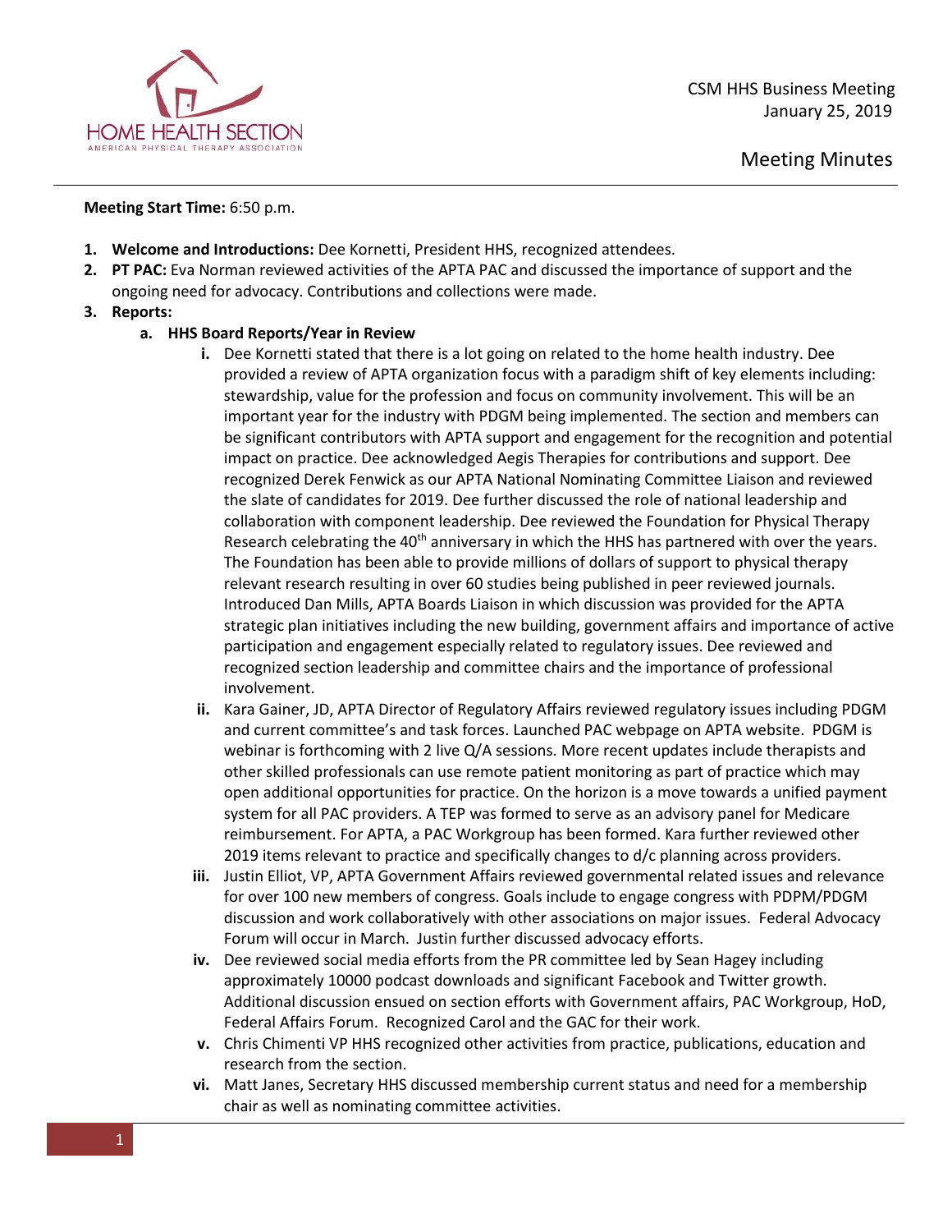HOME HEALTH SECTION
AMERICAN PHYSICAL THERAPY ASSOCIATION

CSM HHS Business Meeting
January 25, 2019

# Meeting Minutes

**Meeting Start Time:** 6:50 p.m.

1. **Welcome and Introductions:** Dee Kornetti, President HHS, recognized attendees.
2. **PT PAC:** Eva Norman reviewed activities of the APTA PAC and discussed the importance of support and the ongoing need for advocacy. Contributions and collections were made.
3. **Reports:**
   a. **HHS Board Reports/Year in Review**
      i. Dee Kornetti stated that there is a lot going on related to the home health industry. Dee provided a review of APTA organization focus with a paradigm shift of key elements including: stewardship, value for the profession and focus on community involvement. This will be an important year for the industry with PDGM being implemented. The section and members can be significant contributors with APTA support and engagement for the recognition and potential impact on practice. Dee acknowledged Aegis Therapies for contributions and support. Dee recognized Derek Fenwick as our APTA National Nominating Committee Liaison and reviewed the slate of candidates for 2019. Dee further discussed the role of national leadership and collaboration with component leadership. Dee reviewed the Foundation for Physical Therapy Research celebrating the 40th anniversary in which the HHS has partnered with over the years. The Foundation has been able to provide millions of dollars of support to physical therapy relevant research resulting in over 60 studies being published in peer reviewed journals. Introduced Dan Mills, APTA Boards Liaison in which discussion was provided for the APTA strategic plan initiatives including the new building, government affairs and importance of active participation and engagement especially related to regulatory issues. Dee reviewed and recognized section leadership and committee chairs and the importance of professional involvement.
      ii. Kara Gainer, JD, APTA Director of Regulatory Affairs reviewed regulatory issues including PDGM and current committee's and task forces. Launched PAC webpage on APTA website. PDGM is webinar is forthcoming with 2 live Q/A sessions. More recent updates include therapists and other skilled professionals can use remote patient monitoring as part of practice which may open additional opportunities for practice. On the horizon is a move towards a unified payment system for all PAC providers. A TEP was formed to serve as an advisory panel for Medicare reimbursement. For APTA, a PAC Workgroup has been formed. Kara further reviewed other 2019 items relevant to practice and specifically changes to d/c planning across providers.
      iii. Justin Elliot, VP, APTA Government Affairs reviewed governmental related issues and relevance for over 100 new members of congress. Goals include to engage congress with PDPM/PDGM discussion and work collaboratively with other associations on major issues. Federal Advocacy Forum will occur in March. Justin further discussed advocacy efforts.
      iv. Dee reviewed social media efforts from the PR committee led by Sean Hagey including approximately 10000 podcast downloads and significant Facebook and Twitter growth. Additional discussion ensued on section efforts with Government affairs, PAC Workgroup, HoD, Federal Affairs Forum. Recognized Carol and the GAC for their work.
      v. Chris Chimenti VP HHS recognized other activities from practice, publications, education and research from the section.
      vi. Matt Janes, Secretary HHS discussed membership current status and need for a membership chair as well as nominating committee activities.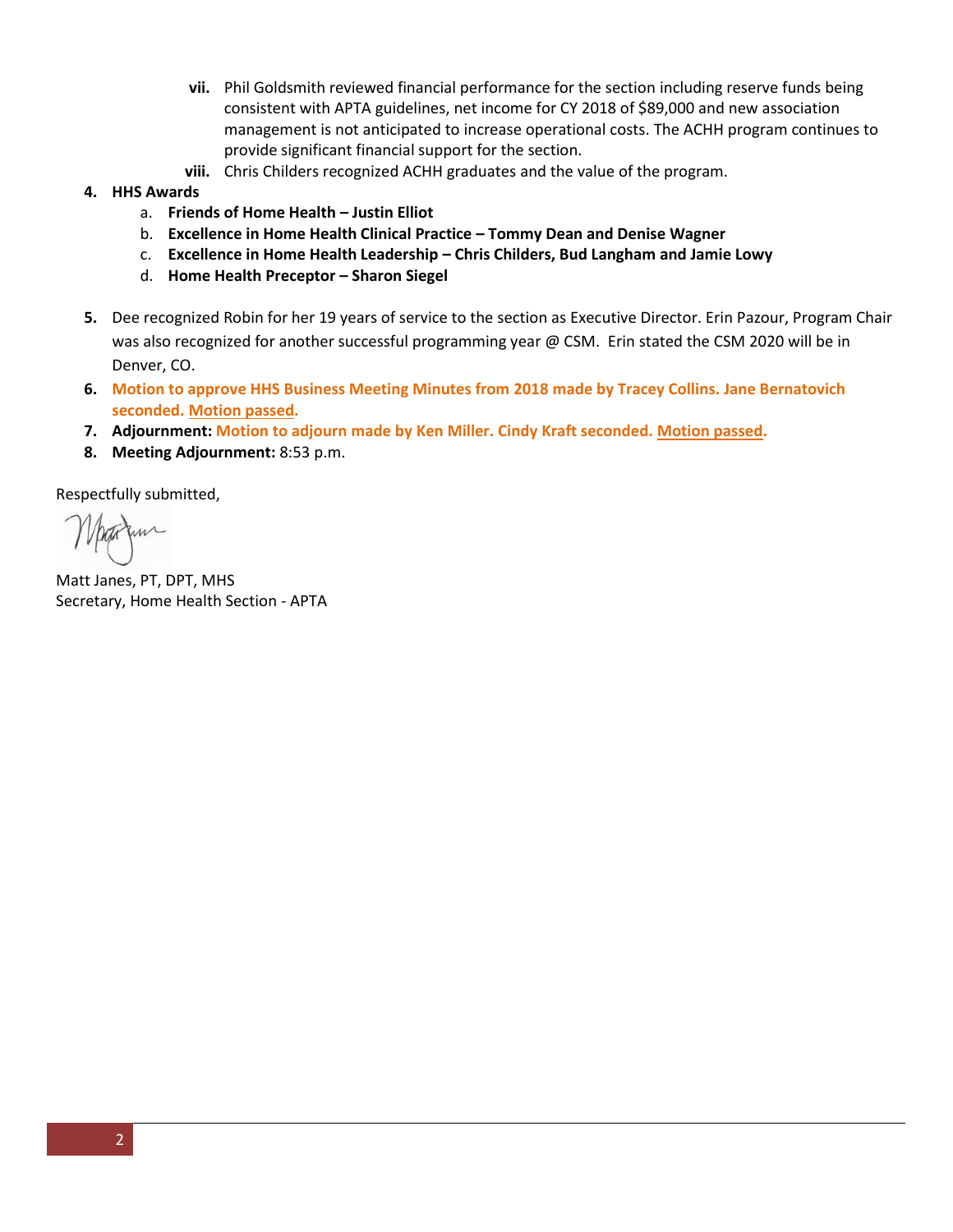vii. Phil Goldsmith reviewed financial performance for the section including reserve funds being consistent with APTA guidelines, net income for CY 2018 of $89,000 and new association management is not anticipated to increase operational costs. The ACHH program continues to provide significant financial support for the section.

viii. Chris Childers recognized ACHH graduates and the value of the program.

4. **HHS Awards**
   a. **Friends of Home Health – Justin Elliot**
   b. **Excellence in Home Health Clinical Practice – Tommy Dean and Denise Wagner**
   c. **Excellence in Home Health Leadership – Chris Childers, Bud Langham and Jamie Lowy**
   d. **Home Health Preceptor – Sharon Siegel**

5. Dee recognized Robin for her 19 years of service to the section as Executive Director. Erin Pazour, Program Chair was also recognized for another successful programming year @ CSM. Erin stated the CSM 2020 will be in Denver, CO.
6. **Motion to approve HHS Business Meeting Minutes from 2018 made by Tracey Collins. Jane Bernatovich seconded. Motion passed.**
7. **Adjournment:** **Motion to adjourn made by Ken Miller. Cindy Kraft seconded. Motion passed.**
8. **Meeting Adjournment:** 8:53 p.m.

Respectfully submitted,

Matt Janes, PT, DPT, MHS
Secretary, Home Health Section - APTA